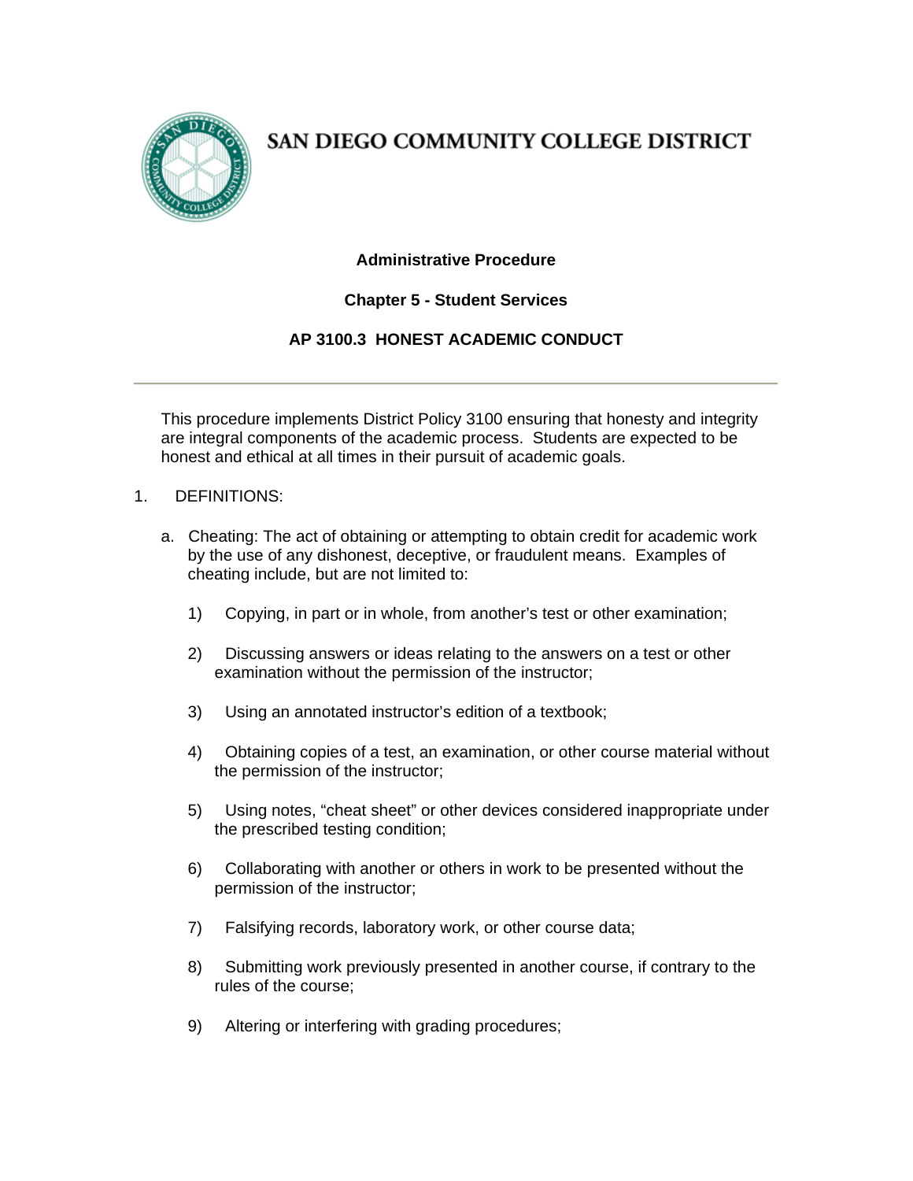# SAN DIEGO COMMUNITY COLLEGE DISTRICT

**Administrative Procedure**

**Chapter 5 - Student Services**

**AP 3100.3 HONEST ACADEMIC CONDUCT**

---

This procedure implements District Policy 3100 ensuring that honesty and integrity are integral components of the academic process. Students are expected to be honest and ethical at all times in their pursuit of academic goals.

1. DEFINITIONS:

   a. Cheating: The act of obtaining or attempting to obtain credit for academic work by the use of any dishonest, deceptive, or fraudulent means. Examples of cheating include, but are not limited to:

      1) Copying, in part or in whole, from another's test or other examination;

      2) Discussing answers or ideas relating to the answers on a test or other examination without the permission of the instructor;

      3) Using an annotated instructor's edition of a textbook;

      4) Obtaining copies of a test, an examination, or other course material without the permission of the instructor;

      5) Using notes, "cheat sheet" or other devices considered inappropriate under the prescribed testing condition;

      6) Collaborating with another or others in work to be presented without the permission of the instructor;

      7) Falsifying records, laboratory work, or other course data;

      8) Submitting work previously presented in another course, if contrary to the rules of the course;

      9) Altering or interfering with grading procedures;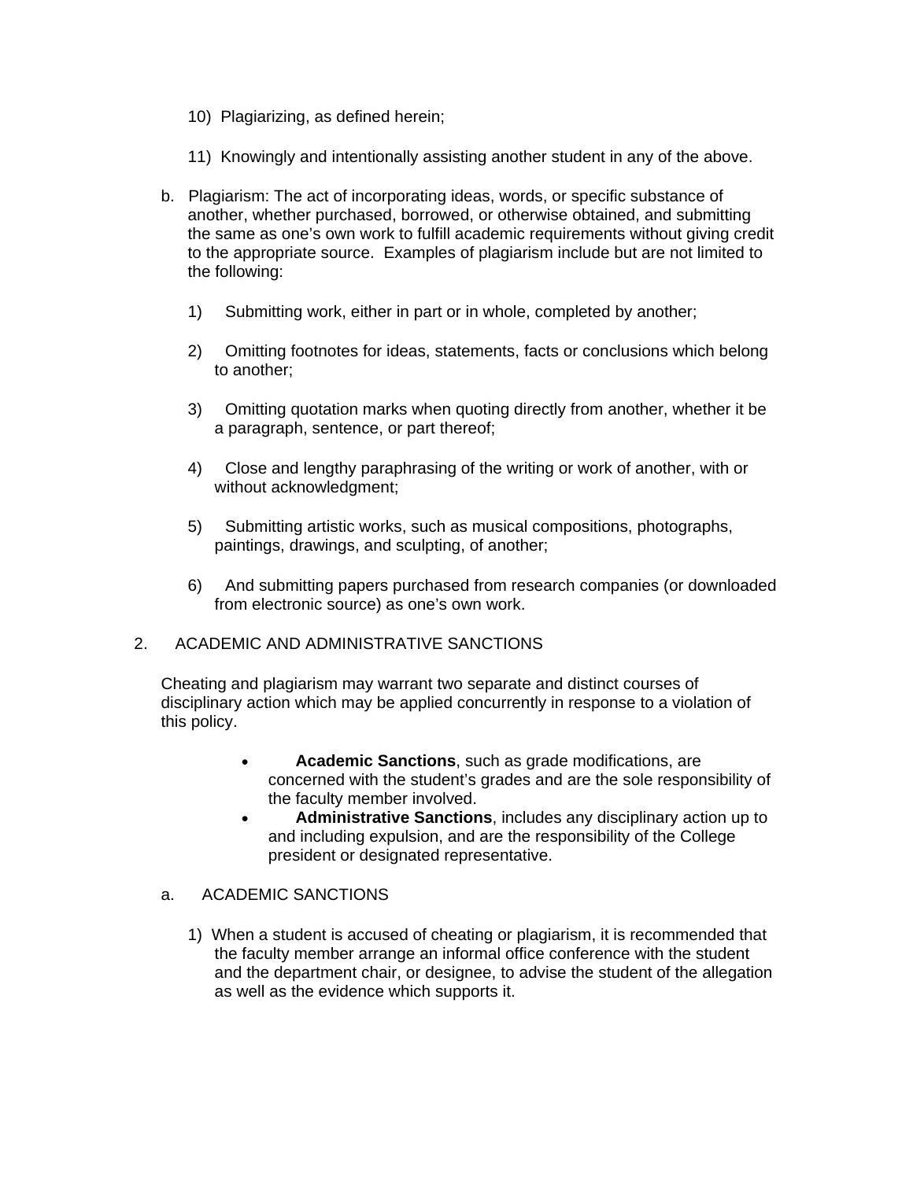10) Plagiarizing, as defined herein;

11) Knowingly and intentionally assisting another student in any of the above.

b. Plagiarism: The act of incorporating ideas, words, or specific substance of another, whether purchased, borrowed, or otherwise obtained, and submitting the same as one's own work to fulfill academic requirements without giving credit to the appropriate source. Examples of plagiarism include but are not limited to the following:

1) Submitting work, either in part or in whole, completed by another;

2) Omitting footnotes for ideas, statements, facts or conclusions which belong to another;

3) Omitting quotation marks when quoting directly from another, whether it be a paragraph, sentence, or part thereof;

4) Close and lengthy paraphrasing of the writing or work of another, with or without acknowledgment;

5) Submitting artistic works, such as musical compositions, photographs, paintings, drawings, and sculpting, of another;

6) And submitting papers purchased from research companies (or downloaded from electronic source) as one's own work.

2. ACADEMIC AND ADMINISTRATIVE SANCTIONS

Cheating and plagiarism may warrant two separate and distinct courses of disciplinary action which may be applied concurrently in response to a violation of this policy.

- **Academic Sanctions**, such as grade modifications, are concerned with the student's grades and are the sole responsibility of the faculty member involved.
- **Administrative Sanctions**, includes any disciplinary action up to and including expulsion, and are the responsibility of the College president or designated representative.

a. ACADEMIC SANCTIONS

1) When a student is accused of cheating or plagiarism, it is recommended that the faculty member arrange an informal office conference with the student and the department chair, or designee, to advise the student of the allegation as well as the evidence which supports it.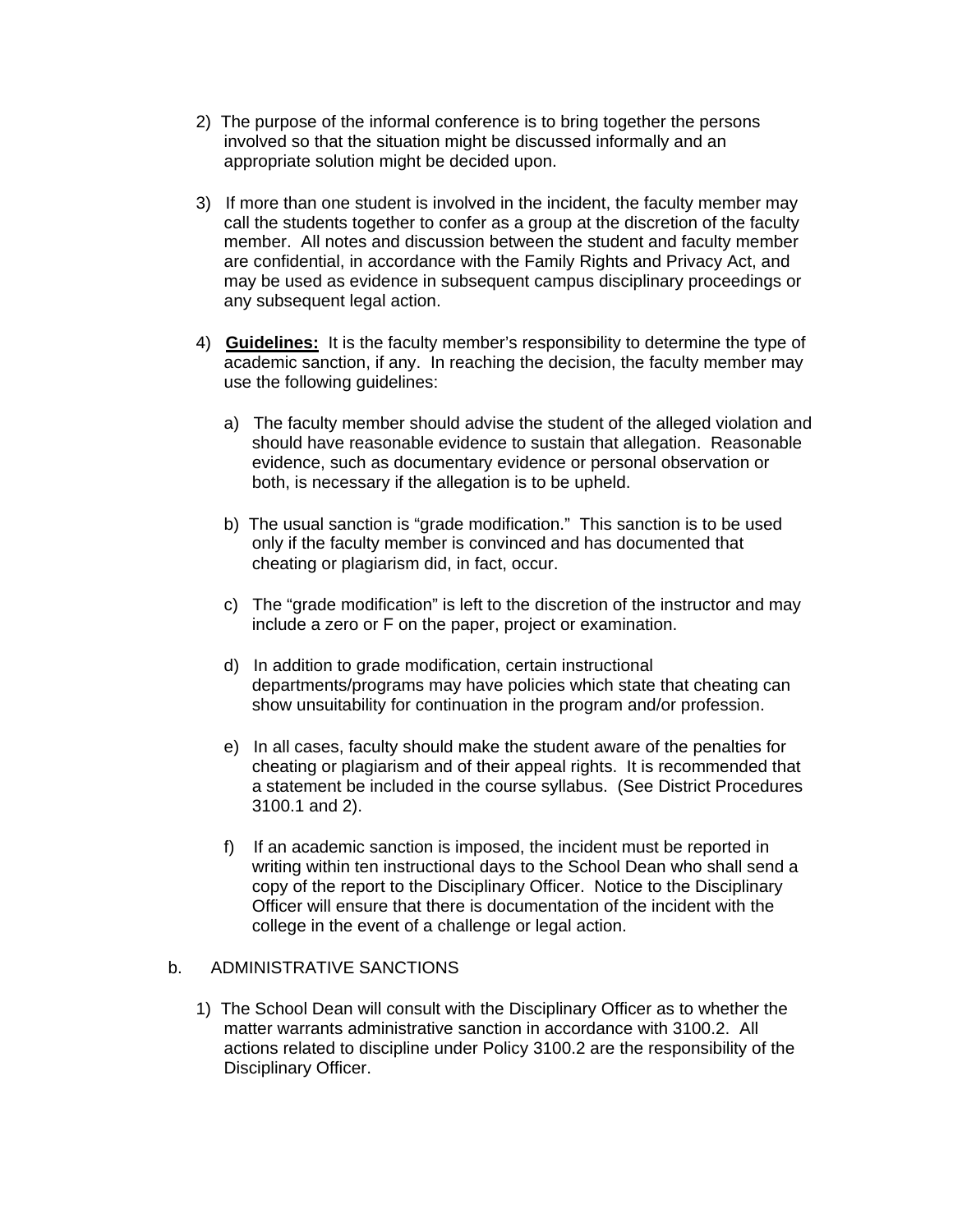2) The purpose of the informal conference is to bring together the persons involved so that the situation might be discussed informally and an appropriate solution might be decided upon.

3) If more than one student is involved in the incident, the faculty member may call the students together to confer as a group at the discretion of the faculty member. All notes and discussion between the student and faculty member are confidential, in accordance with the Family Rights and Privacy Act, and may be used as evidence in subsequent campus disciplinary proceedings or any subsequent legal action.

4) **Guidelines:** It is the faculty member's responsibility to determine the type of academic sanction, if any. In reaching the decision, the faculty member may use the following guidelines:

   a) The faculty member should advise the student of the alleged violation and should have reasonable evidence to sustain that allegation. Reasonable evidence, such as documentary evidence or personal observation or both, is necessary if the allegation is to be upheld.

   b) The usual sanction is "grade modification." This sanction is to be used only if the faculty member is convinced and has documented that cheating or plagiarism did, in fact, occur.

   c) The "grade modification" is left to the discretion of the instructor and may include a zero or F on the paper, project or examination.

   d) In addition to grade modification, certain instructional departments/programs may have policies which state that cheating can show unsuitability for continuation in the program and/or profession.

   e) In all cases, faculty should make the student aware of the penalties for cheating or plagiarism and of their appeal rights. It is recommended that a statement be included in the course syllabus. (See District Procedures 3100.1 and 2).

   f) If an academic sanction is imposed, the incident must be reported in writing within ten instructional days to the School Dean who shall send a copy of the report to the Disciplinary Officer. Notice to the Disciplinary Officer will ensure that there is documentation of the incident with the college in the event of a challenge or legal action.

b. ADMINISTRATIVE SANCTIONS

1) The School Dean will consult with the Disciplinary Officer as to whether the matter warrants administrative sanction in accordance with 3100.2. All actions related to discipline under Policy 3100.2 are the responsibility of the Disciplinary Officer.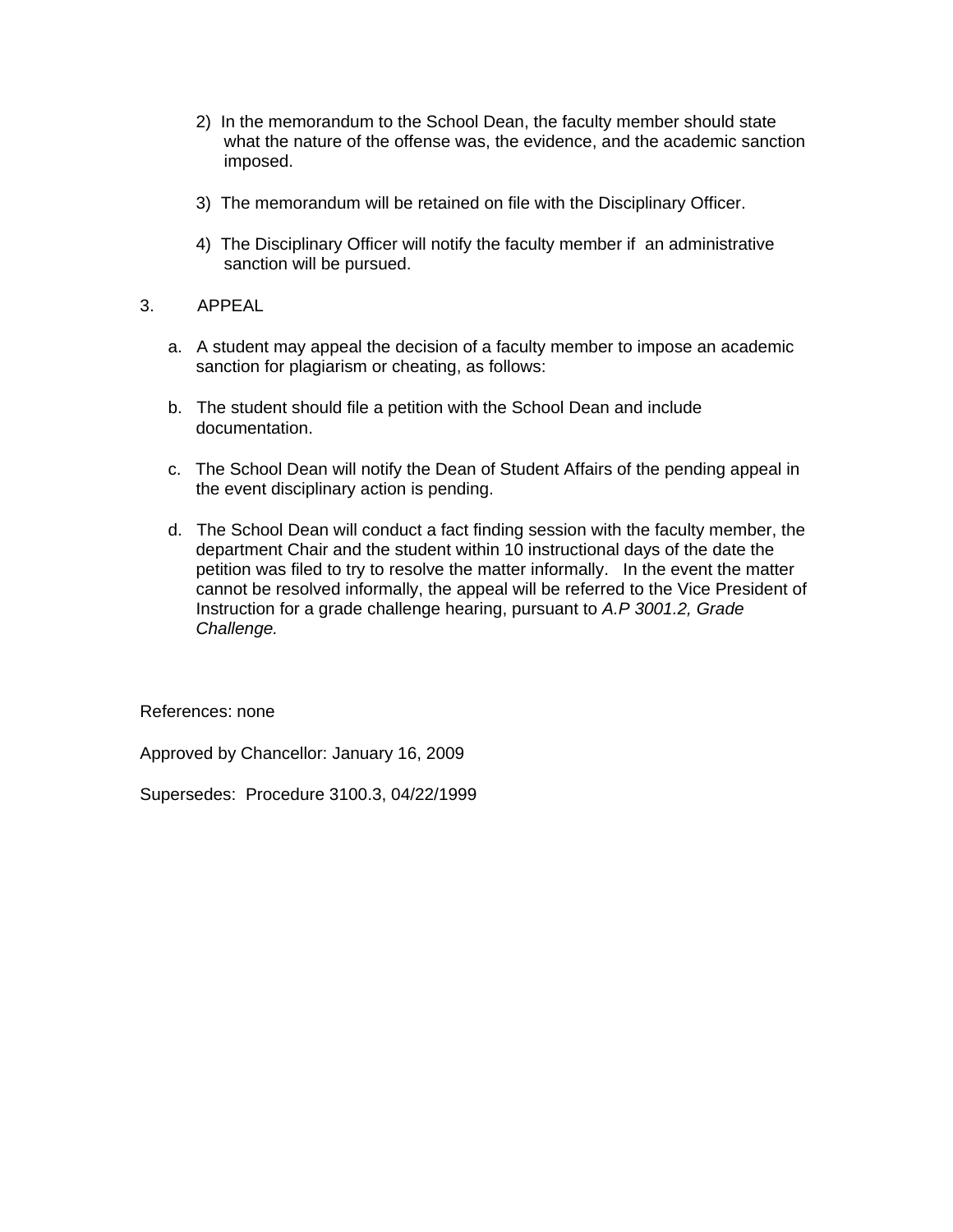2) In the memorandum to the School Dean, the faculty member should state what the nature of the offense was, the evidence, and the academic sanction imposed.

3) The memorandum will be retained on file with the Disciplinary Officer.

4) The Disciplinary Officer will notify the faculty member if an administrative sanction will be pursued.

3. APPEAL

a. A student may appeal the decision of a faculty member to impose an academic sanction for plagiarism or cheating, as follows:

b. The student should file a petition with the School Dean and include documentation.

c. The School Dean will notify the Dean of Student Affairs of the pending appeal in the event disciplinary action is pending.

d. The School Dean will conduct a fact finding session with the faculty member, the department Chair and the student within 10 instructional days of the date the petition was filed to try to resolve the matter informally. In the event the matter cannot be resolved informally, the appeal will be referred to the Vice President of Instruction for a grade challenge hearing, pursuant to *A.P 3001.2, Grade Challenge.*

References: none

Approved by Chancellor: January 16, 2009

Supersedes: Procedure 3100.3, 04/22/1999